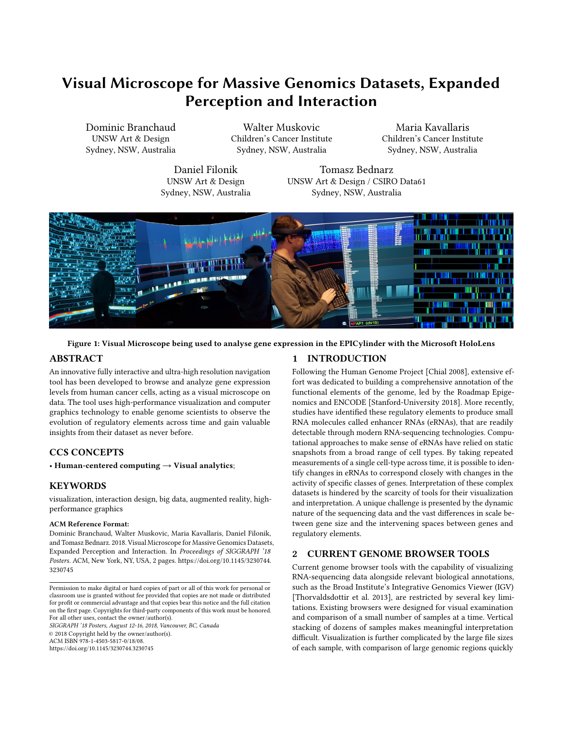# Visual Microscope for Massive Genomics Datasets, Expanded Perception and Interaction

Dominic Branchaud
UNSW Art & Design
Sydney, NSW, Australia

Walter Muskovic
Children's Cancer Institute
Sydney, NSW, Australia

Maria Kavallaris
Children's Cancer Institute
Sydney, NSW, Australia

Daniel Filonik
UNSW Art & Design
Sydney, NSW, Australia

Tomasz Bednarz
UNSW Art & Design / CSIRO Data61
Sydney, NSW, Australia

**Figure 1: Visual Microscope being used to analyse gene expression in the EPICylinder with the Microsoft HoloLens**

## ABSTRACT

An innovative fully interactive and ultra-high resolution navigation tool has been developed to browse and analyze gene expression levels from human cancer cells, acting as a visual microscope on data. The tool uses high-performance visualization and computer graphics technology to enable genome scientists to observe the evolution of regulatory elements across time and gain valuable insights from their dataset as never before.

## CCS CONCEPTS

• **Human-centered computing** → **Visual analytics**;

## KEYWORDS

visualization, interaction design, big data, augmented reality, high-performance graphics

**ACM Reference Format:**

Dominic Branchaud, Walter Muskovic, Maria Kavallaris, Daniel Filonik, and Tomasz Bednarz. 2018. Visual Microscope for Massive Genomics Datasets, Expanded Perception and Interaction. In *Proceedings of SIGGRAPH '18 Posters.* ACM, New York, NY, USA, 2 pages. https://doi.org/10.1145/3230744.3230745

Permission to make digital or hard copies of part or all of this work for personal or classroom use is granted without fee provided that copies are not made or distributed for profit or commercial advantage and that copies bear this notice and the full citation on the first page. Copyrights for third-party components of this work must be honored. For all other uses, contact the owner/author(s).
*SIGGRAPH '18 Posters, August 12-16, 2018, Vancouver, BC, Canada*
© 2018 Copyright held by the owner/author(s).
ACM ISBN 978-1-4503-5817-0/18/08.
https://doi.org/10.1145/3230744.3230745

## 1 INTRODUCTION

Following the Human Genome Project [Chial 2008], extensive effort was dedicated to building a comprehensive annotation of the functional elements of the genome, led by the Roadmap Epigenomics and ENCODE [Stanford-University 2018]. More recently, studies have identified these regulatory elements to produce small RNA molecules called enhancer RNAs (eRNAs), that are readily detectable through modern RNA-sequencing technologies. Computational approaches to make sense of eRNAs have relied on static snapshots from a broad range of cell types. By taking repeated measurements of a single cell-type across time, it is possible to identify changes in eRNAs to correspond closely with changes in the activity of specific classes of genes. Interpretation of these complex datasets is hindered by the scarcity of tools for their visualization and interpretation. A unique challenge is presented by the dynamic nature of the sequencing data and the vast differences in scale between gene size and the intervening spaces between genes and regulatory elements.

## 2 CURRENT GENOME BROWSER TOOLS

Current genome browser tools with the capability of visualizing RNA-sequencing data alongside relevant biological annotations, such as the Broad Institute's Integrative Genomics Viewer (IGV) [Thorvaldsdottir et al. 2013], are restricted by several key limitations. Existing browsers were designed for visual examination and comparison of a small number of samples at a time. Vertical stacking of dozens of samples makes meaningful interpretation difficult. Visualization is further complicated by the large file sizes of each sample, with comparison of large genomic regions quickly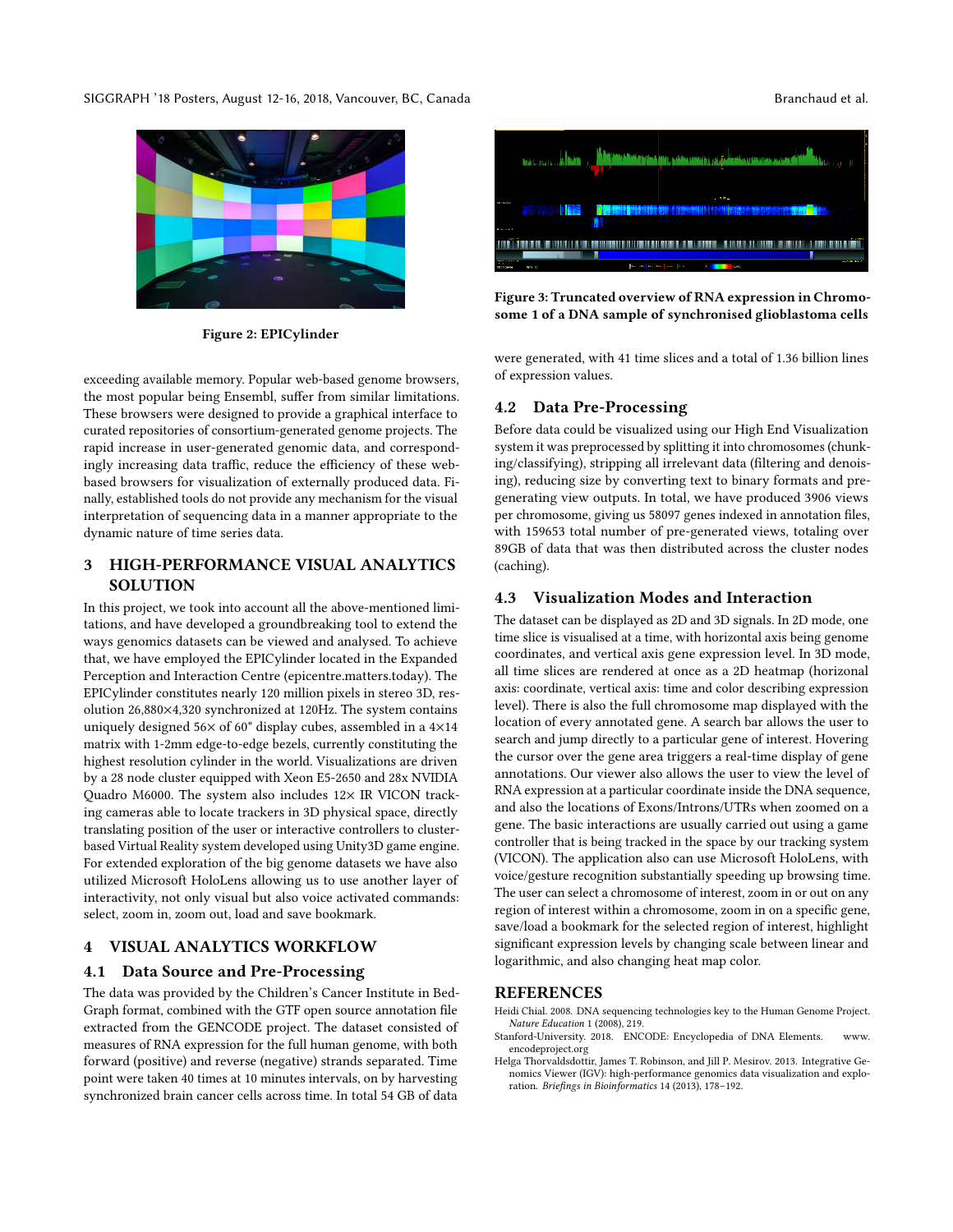Figure 2: EPICylinder

exceeding available memory. Popular web-based genome browsers, the most popular being Ensembl, suffer from similar limitations. These browsers were designed to provide a graphical interface to curated repositories of consortium-generated genome projects. The rapid increase in user-generated genomic data, and correspondingly increasing data traffic, reduce the efficiency of these web-based browsers for visualization of externally produced data. Finally, established tools do not provide any mechanism for the visual interpretation of sequencing data in a manner appropriate to the dynamic nature of time series data.

## 3 HIGH-PERFORMANCE VISUAL ANALYTICS SOLUTION

In this project, we took into account all the above-mentioned limitations, and have developed a groundbreaking tool to extend the ways genomics datasets can be viewed and analysed. To achieve that, we have employed the EPICylinder located in the Expanded Perception and Interaction Centre (epicentre.matters.today). The EPICylinder constitutes nearly 120 million pixels in stereo 3D, resolution 26,880×4,320 synchronized at 120Hz. The system contains uniquely designed 56× of 60" display cubes, assembled in a 4×14 matrix with 1-2mm edge-to-edge bezels, currently constituting the highest resolution cylinder in the world. Visualizations are driven by a 28 node cluster equipped with Xeon E5-2650 and 28x NVIDIA Quadro M6000. The system also includes 12× IR VICON tracking cameras able to locate trackers in 3D physical space, directly translating position of the user or interactive controllers to cluster-based Virtual Reality system developed using Unity3D game engine. For extended exploration of the big genome datasets we have also utilized Microsoft HoloLens allowing us to use another layer of interactivity, not only visual but also voice activated commands: select, zoom in, zoom out, load and save bookmark.

## 4 VISUAL ANALYTICS WORKFLOW

### 4.1 Data Source and Pre-Processing

The data was provided by the Children's Cancer Institute in BedGraph format, combined with the GTF open source annotation file extracted from the GENCODE project. The dataset consisted of measures of RNA expression for the full human genome, with both forward (positive) and reverse (negative) strands separated. Time point were taken 40 times at 10 minutes intervals, on by harvesting synchronized brain cancer cells across time. In total 54 GB of data were generated, with 41 time slices and a total of 1.36 billion lines of expression values.

Figure 3: Truncated overview of RNA expression in Chromosome 1 of a DNA sample of synchronised glioblastoma cells

### 4.2 Data Pre-Processing

Before data could be visualized using our High End Visualization system it was preprocessed by splitting it into chromosomes (chunking/classifying), stripping all irrelevant data (filtering and denoising), reducing size by converting text to binary formats and pre-generating view outputs. In total, we have produced 3906 views per chromosome, giving us 58097 genes indexed in annotation files, with 159653 total number of pre-generated views, totaling over 89GB of data that was then distributed across the cluster nodes (caching).

### 4.3 Visualization Modes and Interaction

The dataset can be displayed as 2D and 3D signals. In 2D mode, one time slice is visualised at a time, with horizontal axis being genome coordinates, and vertical axis gene expression level. In 3D mode, all time slices are rendered at once as a 2D heatmap (horizontal axis: coordinate, vertical axis: time and color describing expression level). There is also the full chromosome map displayed with the location of every annotated gene. A search bar allows the user to search and jump directly to a particular gene of interest. Hovering the cursor over the gene area triggers a real-time display of gene annotations. Our viewer also allows the user to view the level of RNA expression at a particular coordinate inside the DNA sequence, and also the locations of Exons/Introns/UTRs when zoomed on a gene. The basic interactions are usually carried out using a game controller that is being tracked in the space by our tracking system (VICON). The application also can use Microsoft HoloLens, with voice/gesture recognition substantially speeding up browsing time. The user can select a chromosome of interest, zoom in or out on any region of interest within a chromosome, zoom in on a specific gene, save/load a bookmark for the selected region of interest, highlight significant expression levels by changing scale between linear and logarithmic, and also changing heat map color.

## REFERENCES

Heidi Chial. 2008. DNA sequencing technologies key to the Human Genome Project. *Nature Education* 1 (2008), 219.

Stanford-University. 2018. ENCODE: Encyclopedia of DNA Elements. www.encodeproject.org

Helga Thorvaldsdottir, James T. Robinson, and Jill P. Mesirov. 2013. Integrative Genomics Viewer (IGV): high-performance genomics data visualization and exploration. *Briefings in Bioinformatics* 14 (2013), 178–192.